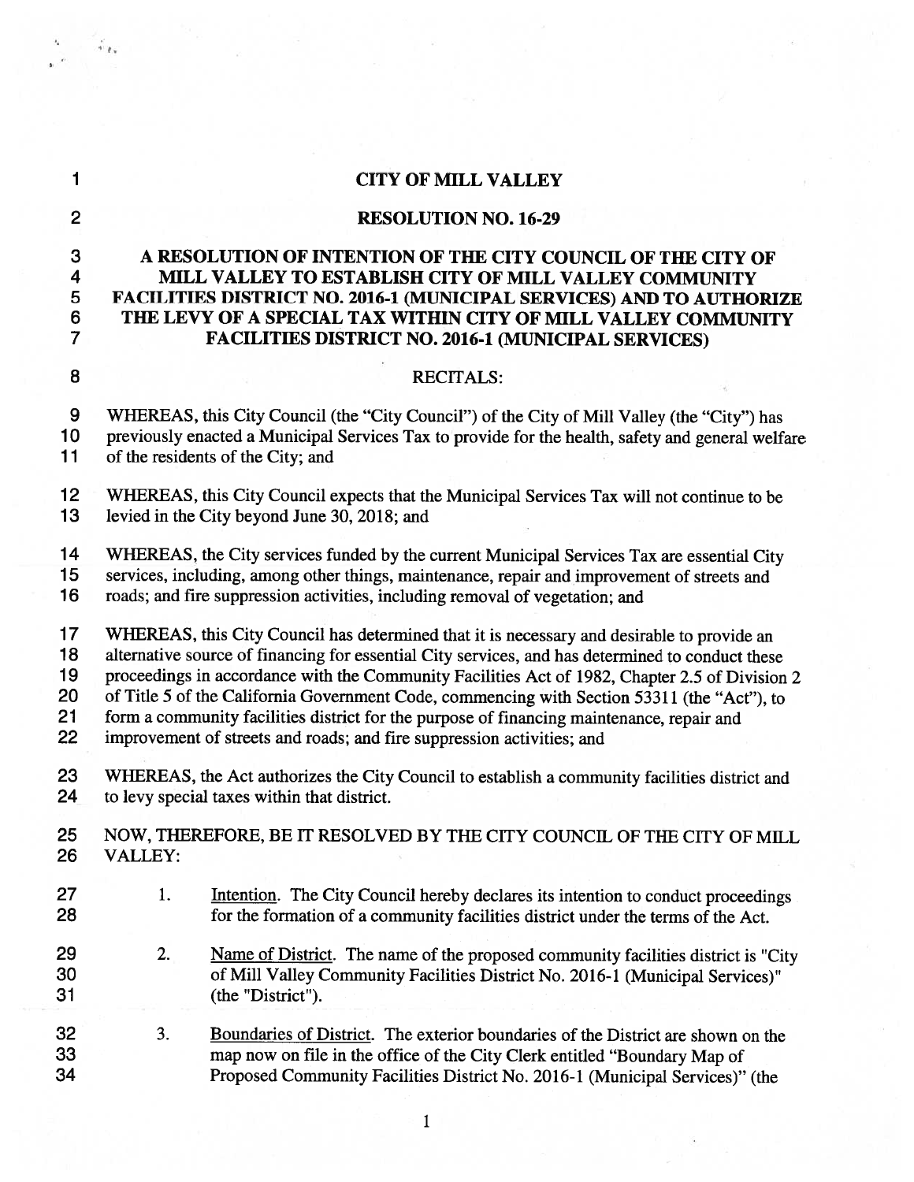# CITY OF MILL VALLEY

## RESOLUTION NO. 16-29

### A RESOLUTION OF INTENTION OF THE CITY COUNCIL OF THE CITY OF MILL VALLEY TO ESTABLISH CITY OF MILL VALLEY COMMUNITY FACILITIES DISTRICT NO. 2016-1 (MUNICIPAL SERVICES) AND TO AUTHORIZE THE LEVY OF A SPECIAL TAX WITHIN CITY OF MILL VALLEY COMMUNITY FACILITIES DISTRICT NO. 2016-1 (MUNICIPAL SERVICES)

RECITALS:

WHEREAS, this City Council (the "City Council") of the City of Mill Valley (the "City") has previously enacted a Municipal Services Tax to provide for the health, safety and general welfare of the residents of the City; and

WHEREAS, this City Council expects that the Municipal Services Tax will not continue to be levied in the City beyond June 30, 2018; and

WHEREAS, the City services funded by the current Municipal Services Tax are essential City services, including, among other things, maintenance, repair and improvement of streets and roads; and fire suppression activities, including removal of vegetation; and

WHEREAS, this City Council has determined that it is necessary and desirable to provide an alternative source of financing for essential City services, and has determined to conduct these proceedings in accordance with the Community Facilities Act of 1982, Chapter 2.5 of Division 2 of Title 5 of the California Government Code, commencing with Section 53311 (the "Act"), to form a community facilities district for the purpose of financing maintenance, repair and improvement of streets and roads; and fire suppression activities; and

WHEREAS, the Act authorizes the City Council to establish a community facilities district and to levy special taxes within that district.

NOW, THEREFORE, BE IT RESOLVED BY THE CITY COUNCIL OF THE CITY OF MILL VALLEY:

1. Intention. The City Council hereby declares its intention to conduct proceedings for the formation of a community facilities district under the terms of the Act.

2. Name of District. The name of the proposed community facilities district is "City of Mill Valley Community Facilities District No. 2016-1 (Municipal Services)" (the "District").

3. Boundaries of District. The exterior boundaries of the District are shown on the map now on file in the office of the City Clerk entitled "Boundary Map of Proposed Community Facilities District No. 2016-1 (Municipal Services)" (the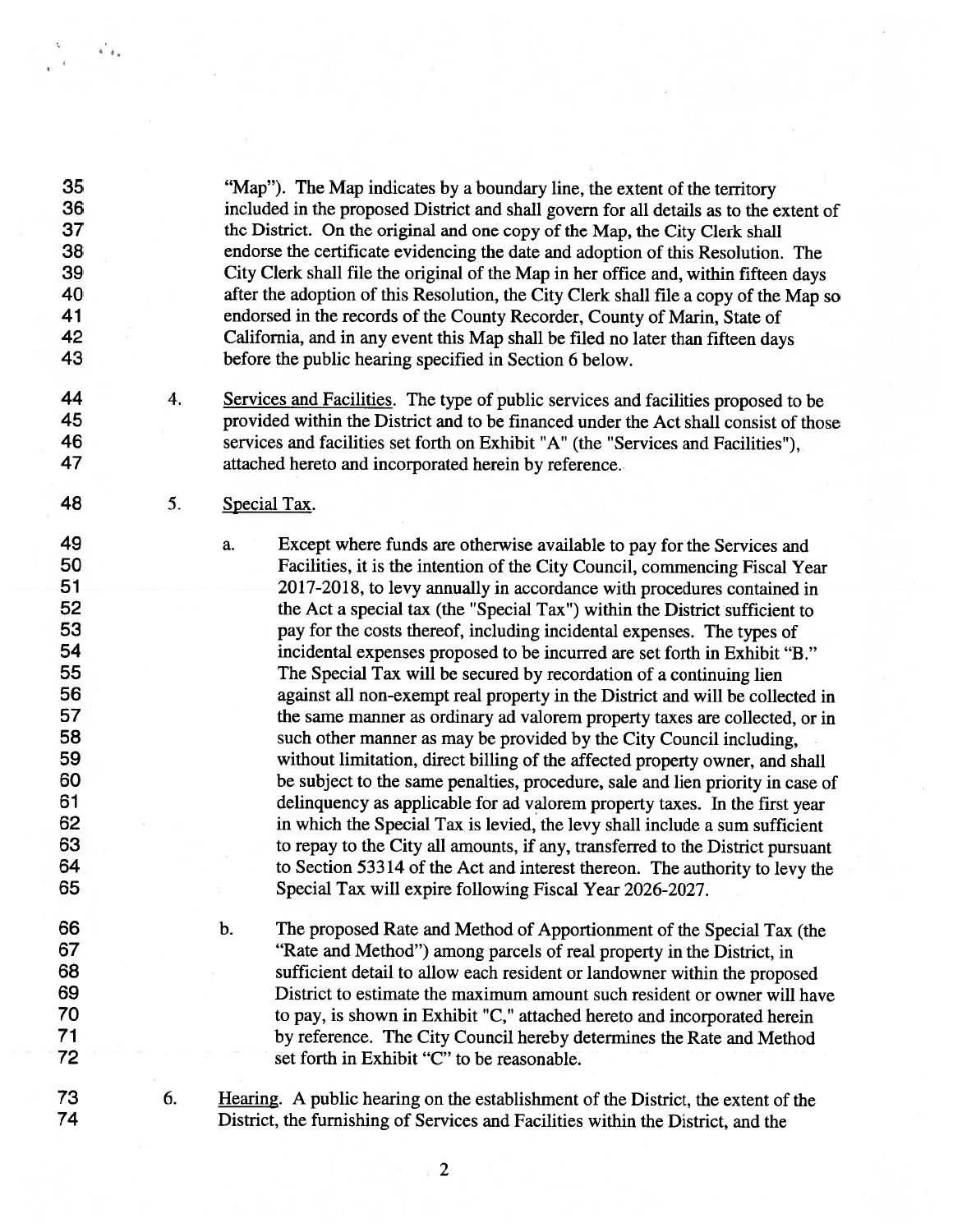"Map"). The Map indicates by a boundary line, the extent of the territory included in the proposed District and shall govern for all details as to the extent of the District. On the original and one copy of the Map, the City Clerk shall endorse the certificate evidencing the date and adoption of this Resolution. The City Clerk shall file the original of the Map in her office and, within fifteen days after the adoption of this Resolution, the City Clerk shall file a copy of the Map so endorsed in the records of the County Recorder, County of Marin, State of California, and in any event this Map shall be filed no later than fifteen days before the public hearing specified in Section 6 below.

4. Services and Facilities. The type of public services and facilities proposed to be provided within the District and to be financed under the Act shall consist of those services and facilities set forth on Exhibit "A" (the "Services and Facilities"), attached hereto and incorporated herein by reference.

5. Special Tax.

   a. Except where funds are otherwise available to pay for the Services and Facilities, it is the intention of the City Council, commencing Fiscal Year 2017-2018, to levy annually in accordance with procedures contained in the Act a special tax (the "Special Tax") within the District sufficient to pay for the costs thereof, including incidental expenses. The types of incidental expenses proposed to be incurred are set forth in Exhibit "B." The Special Tax will be secured by recordation of a continuing lien against all non-exempt real property in the District and will be collected in the same manner as ordinary ad valorem property taxes are collected, or in such other manner as may be provided by the City Council including, without limitation, direct billing of the affected property owner, and shall be subject to the same penalties, procedure, sale and lien priority in case of delinquency as applicable for ad valorem property taxes. In the first year in which the Special Tax is levied, the levy shall include a sum sufficient to repay to the City all amounts, if any, transferred to the District pursuant to Section 53314 of the Act and interest thereon. The authority to levy the Special Tax will expire following Fiscal Year 2026-2027.

   b. The proposed Rate and Method of Apportionment of the Special Tax (the "Rate and Method") among parcels of real property in the District, in sufficient detail to allow each resident or landowner within the proposed District to estimate the maximum amount such resident or owner will have to pay, is shown in Exhibit "C," attached hereto and incorporated herein by reference. The City Council hereby determines the Rate and Method set forth in Exhibit "C" to be reasonable.

6. Hearing. A public hearing on the establishment of the District, the extent of the District, the furnishing of Services and Facilities within the District, and the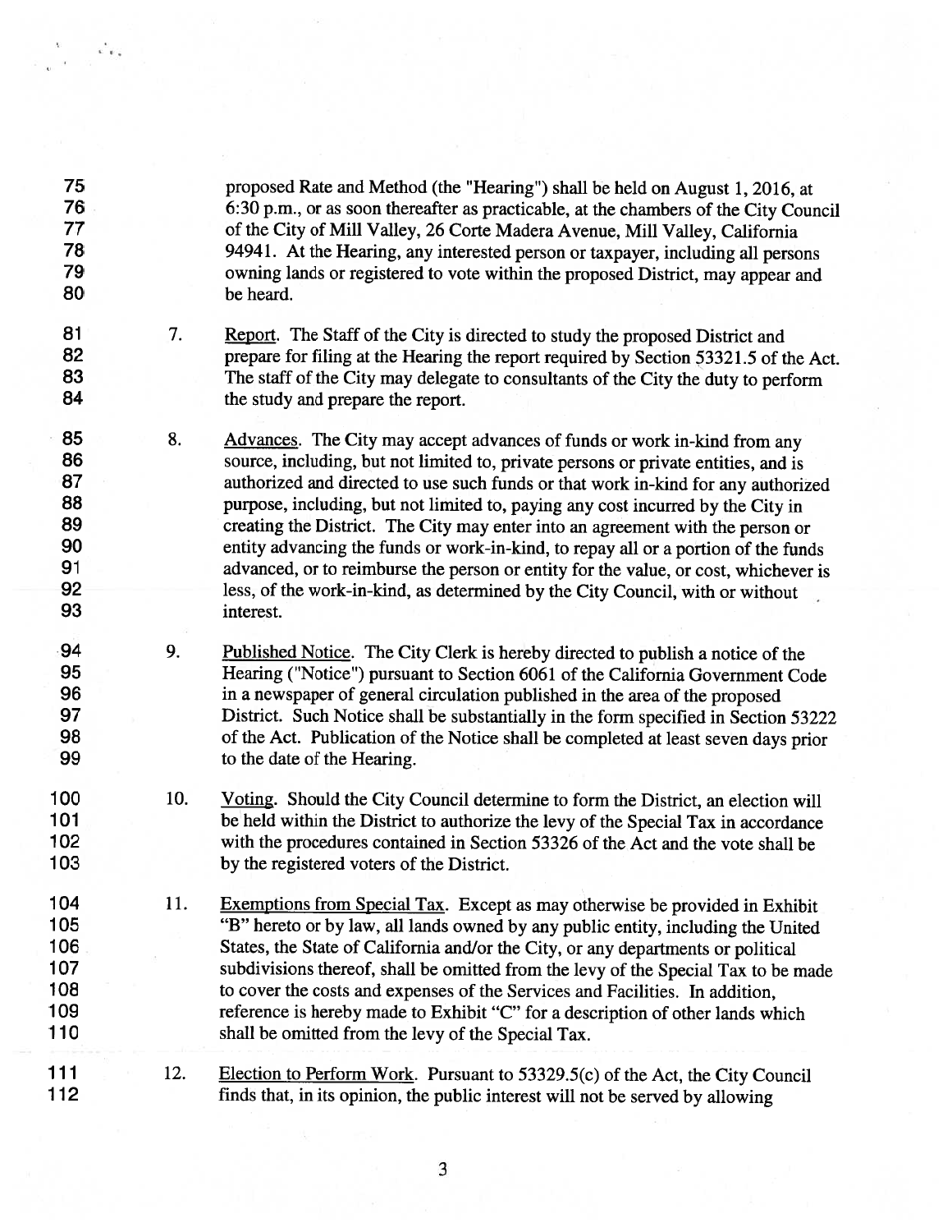proposed Rate and Method (the "Hearing") shall be held on August 1, 2016, at 6:30 p.m., or as soon thereafter as practicable, at the chambers of the City Council of the City of Mill Valley, 26 Corte Madera Avenue, Mill Valley, California 94941. At the Hearing, any interested person or taxpayer, including all persons owning lands or registered to vote within the proposed District, may appear and be heard.

7. Report. The Staff of the City is directed to study the proposed District and prepare for filing at the Hearing the report required by Section 53321.5 of the Act. The staff of the City may delegate to consultants of the City the duty to perform the study and prepare the report.

8. Advances. The City may accept advances of funds or work in-kind from any source, including, but not limited to, private persons or private entities, and is authorized and directed to use such funds or that work in-kind for any authorized purpose, including, but not limited to, paying any cost incurred by the City in creating the District. The City may enter into an agreement with the person or entity advancing the funds or work-in-kind, to repay all or a portion of the funds advanced, or to reimburse the person or entity for the value, or cost, whichever is less, of the work-in-kind, as determined by the City Council, with or without interest.

9. Published Notice. The City Clerk is hereby directed to publish a notice of the Hearing ("Notice") pursuant to Section 6061 of the California Government Code in a newspaper of general circulation published in the area of the proposed District. Such Notice shall be substantially in the form specified in Section 53222 of the Act. Publication of the Notice shall be completed at least seven days prior to the date of the Hearing.

10. Voting. Should the City Council determine to form the District, an election will be held within the District to authorize the levy of the Special Tax in accordance with the procedures contained in Section 53326 of the Act and the vote shall be by the registered voters of the District.

11. Exemptions from Special Tax. Except as may otherwise be provided in Exhibit "B" hereto or by law, all lands owned by any public entity, including the United States, the State of California and/or the City, or any departments or political subdivisions thereof, shall be omitted from the levy of the Special Tax to be made to cover the costs and expenses of the Services and Facilities. In addition, reference is hereby made to Exhibit "C" for a description of other lands which shall be omitted from the levy of the Special Tax.

12. Election to Perform Work. Pursuant to 53329.5(c) of the Act, the City Council finds that, in its opinion, the public interest will not be served by allowing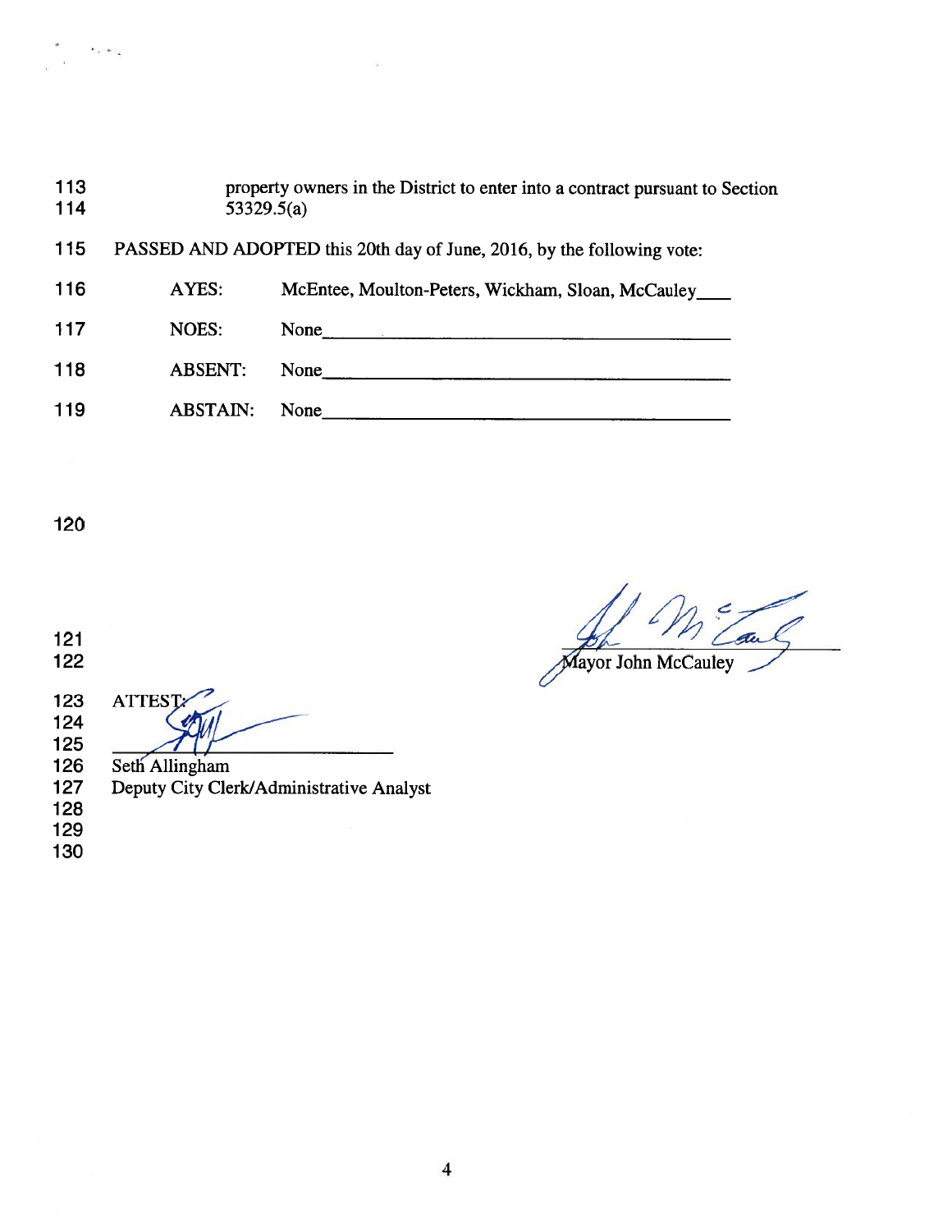113 property owners in the District to enter into a contract pursuant to Section
114 53329.5(a)

115 PASSED AND ADOPTED this 20th day of June, 2016, by the following vote:

| | | |
|---|---|---|
| 116 | AYES: | McEntee, Moulton-Peters, Wickham, Sloan, McCauley |
| 117 | NOES: | None |
| 118 | ABSENT: | None |
| 119 | ABSTAIN: | None |

120

121
122 Mayor John McCauley

123 ATTEST:
124
125
126 Seth Allingham
127 Deputy City Clerk/Administrative Analyst
128
129
130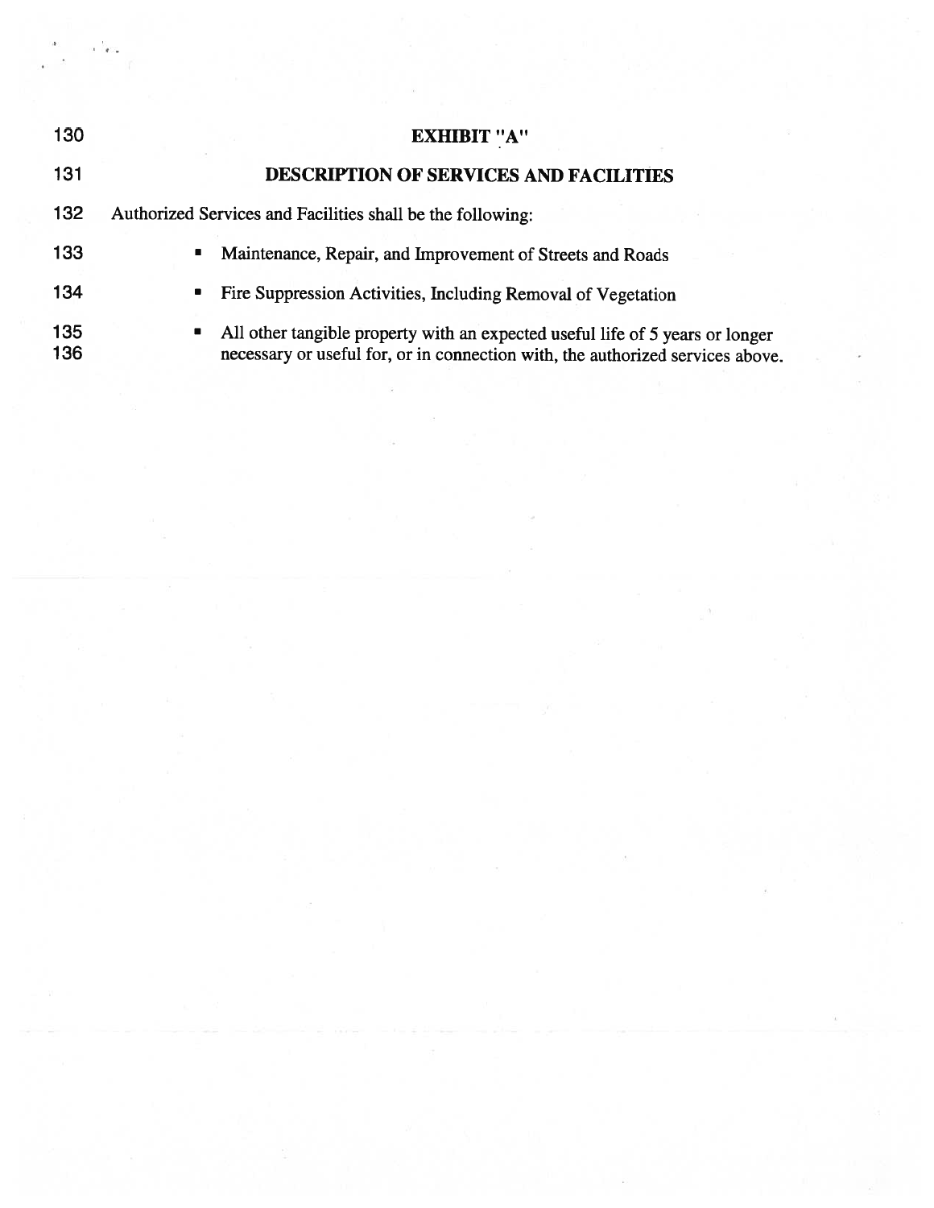# EXHIBIT "A"

## DESCRIPTION OF SERVICES AND FACILITIES

Authorized Services and Facilities shall be the following:

- Maintenance, Repair, and Improvement of Streets and Roads
- Fire Suppression Activities, Including Removal of Vegetation
- All other tangible property with an expected useful life of 5 years or longer necessary or useful for, or in connection with, the authorized services above.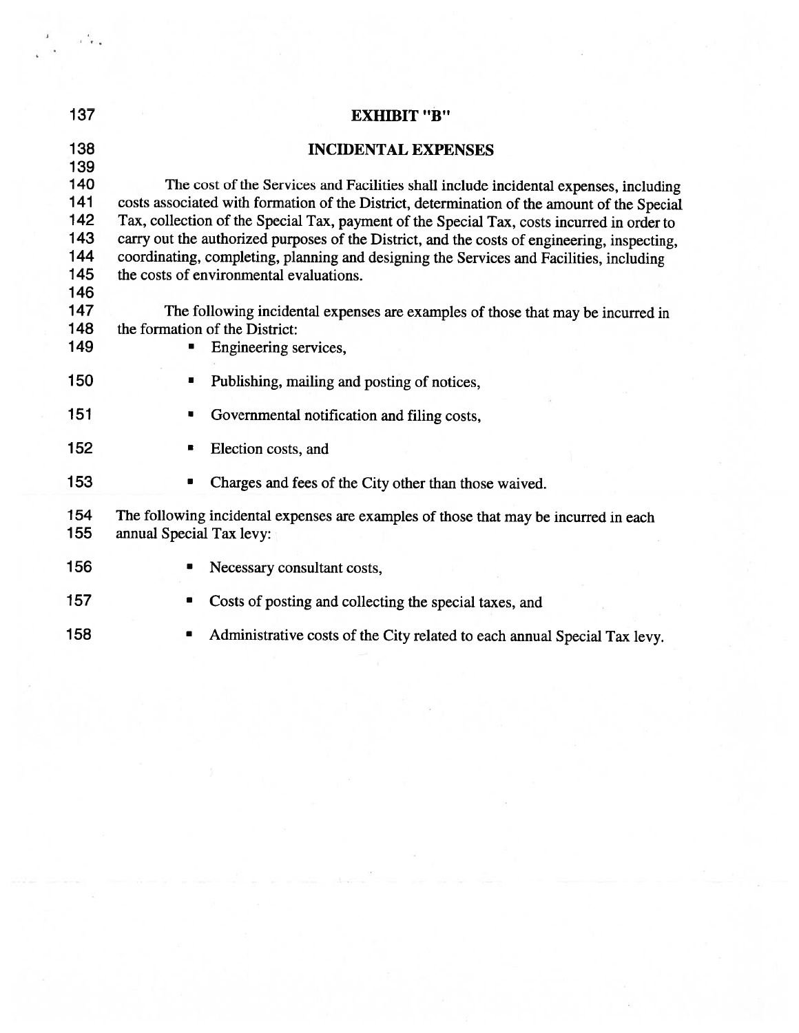# EXHIBIT "B"

## INCIDENTAL EXPENSES

The cost of the Services and Facilities shall include incidental expenses, including costs associated with formation of the District, determination of the amount of the Special Tax, collection of the Special Tax, payment of the Special Tax, costs incurred in order to carry out the authorized purposes of the District, and the costs of engineering, inspecting, coordinating, completing, planning and designing the Services and Facilities, including the costs of environmental evaluations.

The following incidental expenses are examples of those that may be incurred in the formation of the District:

- Engineering services,
- Publishing, mailing and posting of notices,
- Governmental notification and filing costs,
- Election costs, and
- Charges and fees of the City other than those waived.

The following incidental expenses are examples of those that may be incurred in each annual Special Tax levy:

- Necessary consultant costs,
- Costs of posting and collecting the special taxes, and
- Administrative costs of the City related to each annual Special Tax levy.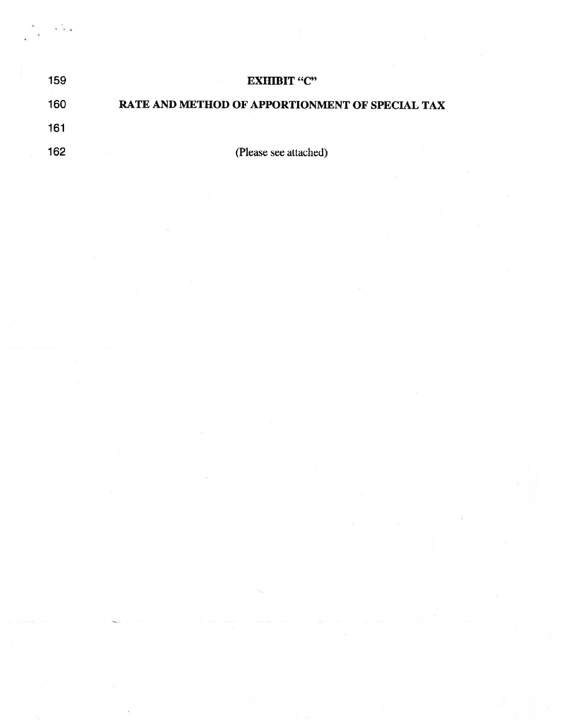159 **EXHIBIT "C"**

160 **RATE AND METHOD OF APPORTIONMENT OF SPECIAL TAX**

161

162 (Please see attached)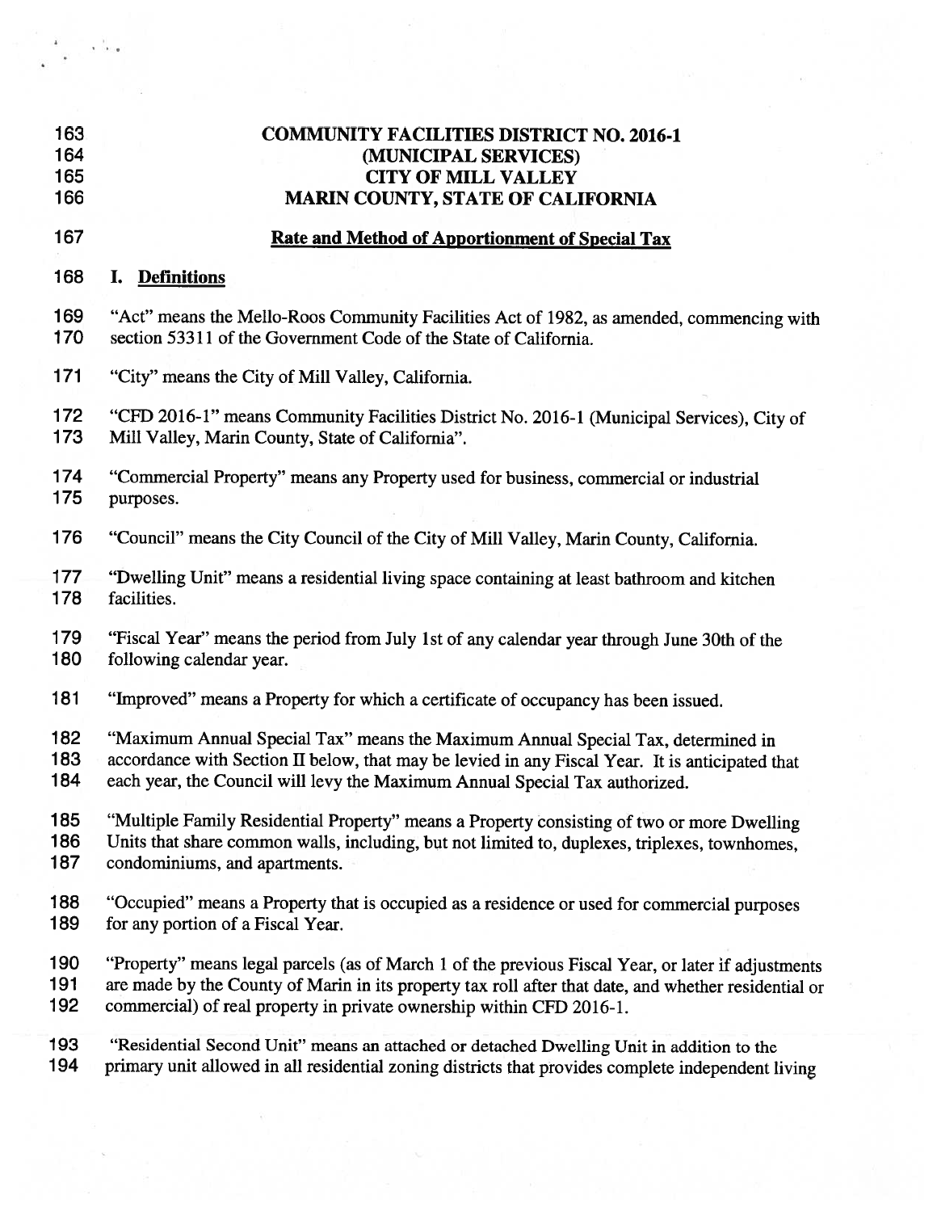# COMMUNITY FACILITIES DISTRICT NO. 2016-1
# (MUNICIPAL SERVICES)
# CITY OF MILL VALLEY
# MARIN COUNTY, STATE OF CALIFORNIA

## Rate and Method of Apportionment of Special Tax

### I. Definitions

"Act" means the Mello-Roos Community Facilities Act of 1982, as amended, commencing with section 53311 of the Government Code of the State of California.

"City" means the City of Mill Valley, California.

"CFD 2016-1" means Community Facilities District No. 2016-1 (Municipal Services), City of Mill Valley, Marin County, State of California".

"Commercial Property" means any Property used for business, commercial or industrial purposes.

"Council" means the City Council of the City of Mill Valley, Marin County, California.

"Dwelling Unit" means a residential living space containing at least bathroom and kitchen facilities.

"Fiscal Year" means the period from July 1st of any calendar year through June 30th of the following calendar year.

"Improved" means a Property for which a certificate of occupancy has been issued.

"Maximum Annual Special Tax" means the Maximum Annual Special Tax, determined in accordance with Section II below, that may be levied in any Fiscal Year. It is anticipated that each year, the Council will levy the Maximum Annual Special Tax authorized.

"Multiple Family Residential Property" means a Property consisting of two or more Dwelling Units that share common walls, including, but not limited to, duplexes, triplexes, townhomes, condominiums, and apartments.

"Occupied" means a Property that is occupied as a residence or used for commercial purposes for any portion of a Fiscal Year.

"Property" means legal parcels (as of March 1 of the previous Fiscal Year, or later if adjustments are made by the County of Marin in its property tax roll after that date, and whether residential or commercial) of real property in private ownership within CFD 2016-1.

"Residential Second Unit" means an attached or detached Dwelling Unit in addition to the primary unit allowed in all residential zoning districts that provides complete independent living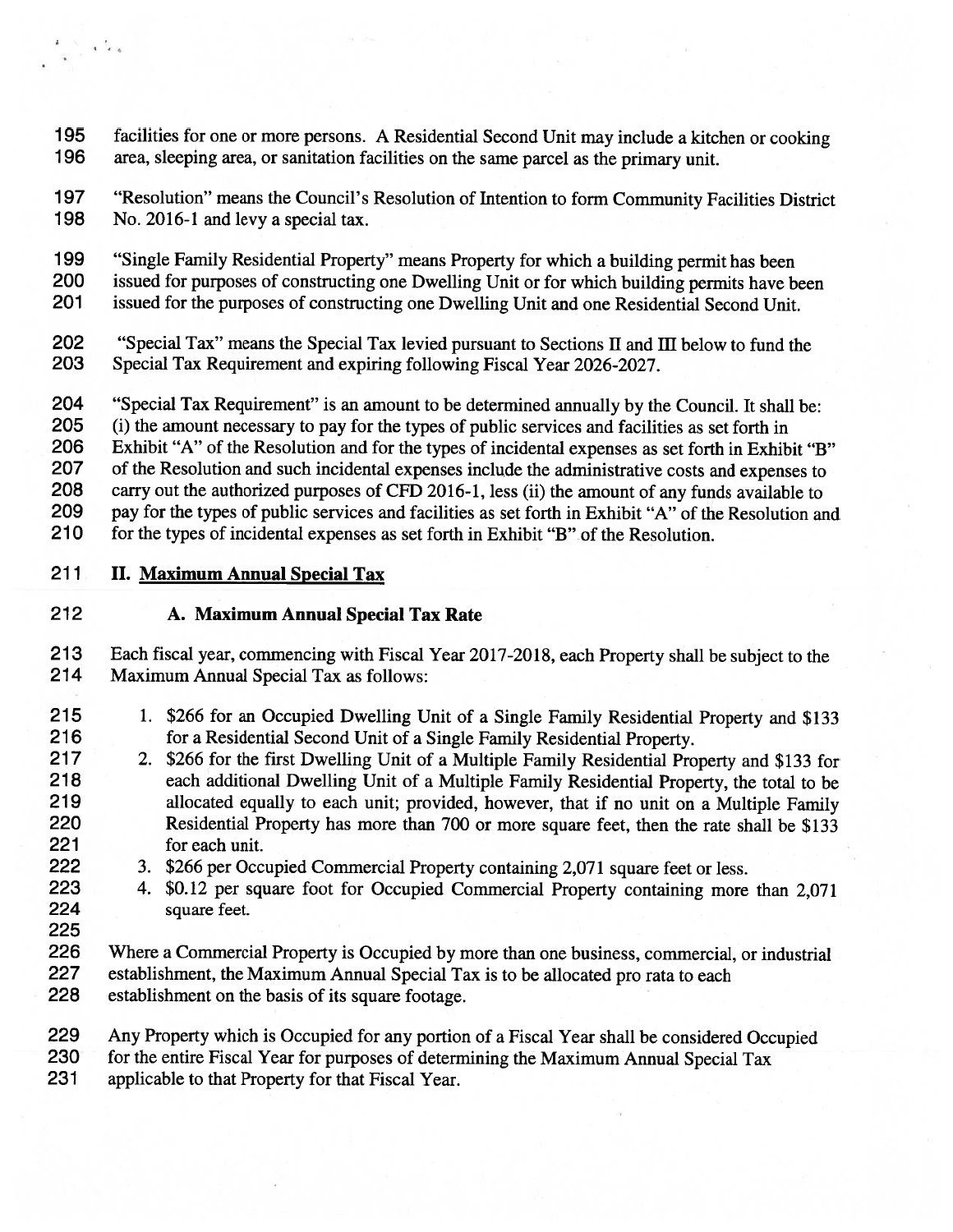facilities for one or more persons. A Residential Second Unit may include a kitchen or cooking area, sleeping area, or sanitation facilities on the same parcel as the primary unit.

"Resolution" means the Council's Resolution of Intention to form Community Facilities District No. 2016-1 and levy a special tax.

"Single Family Residential Property" means Property for which a building permit has been issued for purposes of constructing one Dwelling Unit or for which building permits have been issued for the purposes of constructing one Dwelling Unit and one Residential Second Unit.

"Special Tax" means the Special Tax levied pursuant to Sections II and III below to fund the Special Tax Requirement and expiring following Fiscal Year 2026-2027.

"Special Tax Requirement" is an amount to be determined annually by the Council. It shall be: (i) the amount necessary to pay for the types of public services and facilities as set forth in Exhibit "A" of the Resolution and for the types of incidental expenses as set forth in Exhibit "B" of the Resolution and such incidental expenses include the administrative costs and expenses to carry out the authorized purposes of CFD 2016-1, less (ii) the amount of any funds available to pay for the types of public services and facilities as set forth in Exhibit "A" of the Resolution and for the types of incidental expenses as set forth in Exhibit "B" of the Resolution.

## II. Maximum Annual Special Tax

### A. Maximum Annual Special Tax Rate

Each fiscal year, commencing with Fiscal Year 2017-2018, each Property shall be subject to the Maximum Annual Special Tax as follows:

1. $266 for an Occupied Dwelling Unit of a Single Family Residential Property and $133 for a Residential Second Unit of a Single Family Residential Property.
2. $266 for the first Dwelling Unit of a Multiple Family Residential Property and $133 for each additional Dwelling Unit of a Multiple Family Residential Property, the total to be allocated equally to each unit; provided, however, that if no unit on a Multiple Family Residential Property has more than 700 or more square feet, then the rate shall be $133 for each unit.
3. $266 per Occupied Commercial Property containing 2,071 square feet or less.
4. $0.12 per square foot for Occupied Commercial Property containing more than 2,071 square feet.

Where a Commercial Property is Occupied by more than one business, commercial, or industrial establishment, the Maximum Annual Special Tax is to be allocated pro rata to each establishment on the basis of its square footage.

Any Property which is Occupied for any portion of a Fiscal Year shall be considered Occupied for the entire Fiscal Year for purposes of determining the Maximum Annual Special Tax applicable to that Property for that Fiscal Year.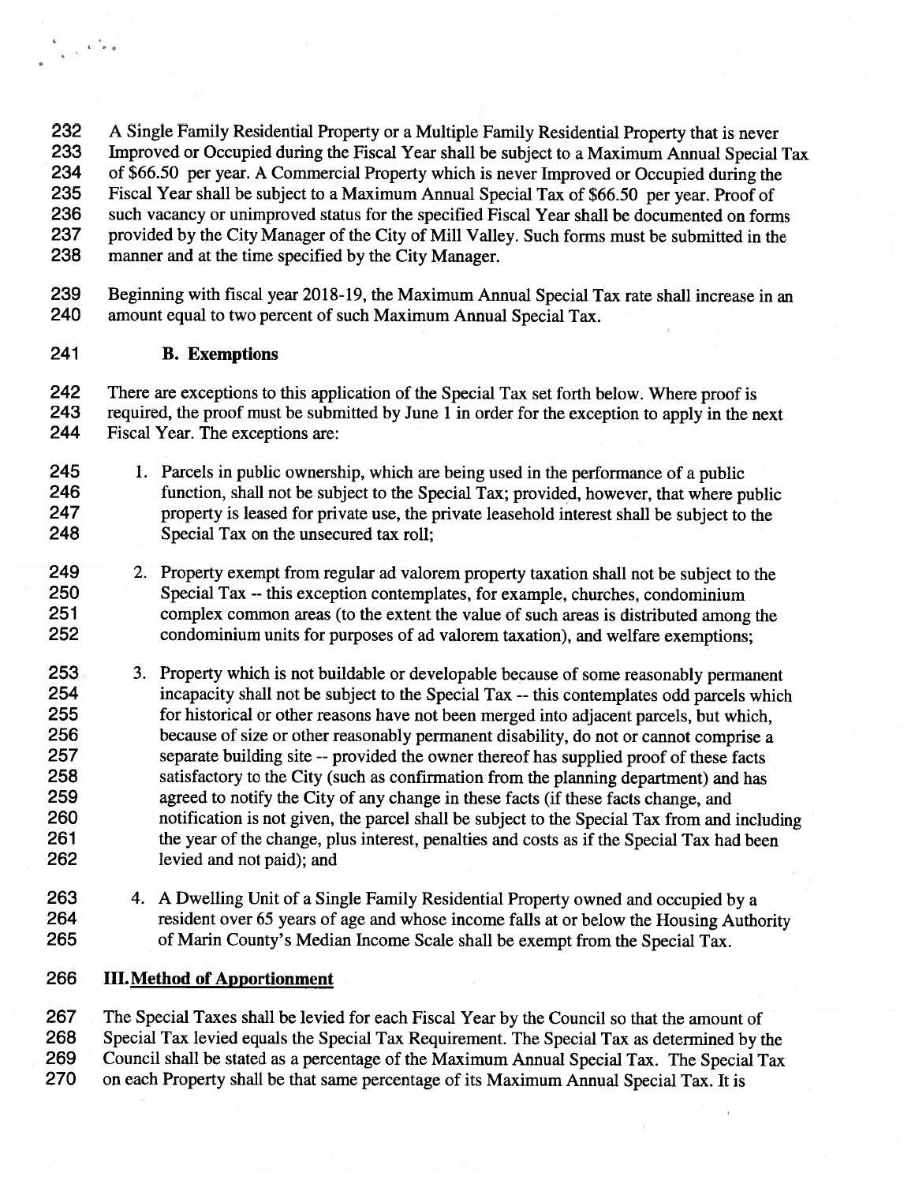A Single Family Residential Property or a Multiple Family Residential Property that is never Improved or Occupied during the Fiscal Year shall be subject to a Maximum Annual Special Tax of $66.50 per year. A Commercial Property which is never Improved or Occupied during the Fiscal Year shall be subject to a Maximum Annual Special Tax of $66.50 per year. Proof of such vacancy or unimproved status for the specified Fiscal Year shall be documented on forms provided by the City Manager of the City of Mill Valley. Such forms must be submitted in the manner and at the time specified by the City Manager.

Beginning with fiscal year 2018-19, the Maximum Annual Special Tax rate shall increase in an amount equal to two percent of such Maximum Annual Special Tax.

### B. Exemptions

There are exceptions to this application of the Special Tax set forth below. Where proof is required, the proof must be submitted by June 1 in order for the exception to apply in the next Fiscal Year. The exceptions are:

1. Parcels in public ownership, which are being used in the performance of a public function, shall not be subject to the Special Tax; provided, however, that where public property is leased for private use, the private leasehold interest shall be subject to the Special Tax on the unsecured tax roll;

2. Property exempt from regular ad valorem property taxation shall not be subject to the Special Tax -- this exception contemplates, for example, churches, condominium complex common areas (to the extent the value of such areas is distributed among the condominium units for purposes of ad valorem taxation), and welfare exemptions;

3. Property which is not buildable or developable because of some reasonably permanent incapacity shall not be subject to the Special Tax -- this contemplates odd parcels which for historical or other reasons have not been merged into adjacent parcels, but which, because of size or other reasonably permanent disability, do not or cannot comprise a separate building site -- provided the owner thereof has supplied proof of these facts satisfactory to the City (such as confirmation from the planning department) and has agreed to notify the City of any change in these facts (if these facts change, and notification is not given, the parcel shall be subject to the Special Tax from and including the year of the change, plus interest, penalties and costs as if the Special Tax had been levied and not paid); and

4. A Dwelling Unit of a Single Family Residential Property owned and occupied by a resident over 65 years of age and whose income falls at or below the Housing Authority of Marin County's Median Income Scale shall be exempt from the Special Tax.

## III. Method of Apportionment

The Special Taxes shall be levied for each Fiscal Year by the Council so that the amount of Special Tax levied equals the Special Tax Requirement. The Special Tax as determined by the Council shall be stated as a percentage of the Maximum Annual Special Tax. The Special Tax on each Property shall be that same percentage of its Maximum Annual Special Tax. It is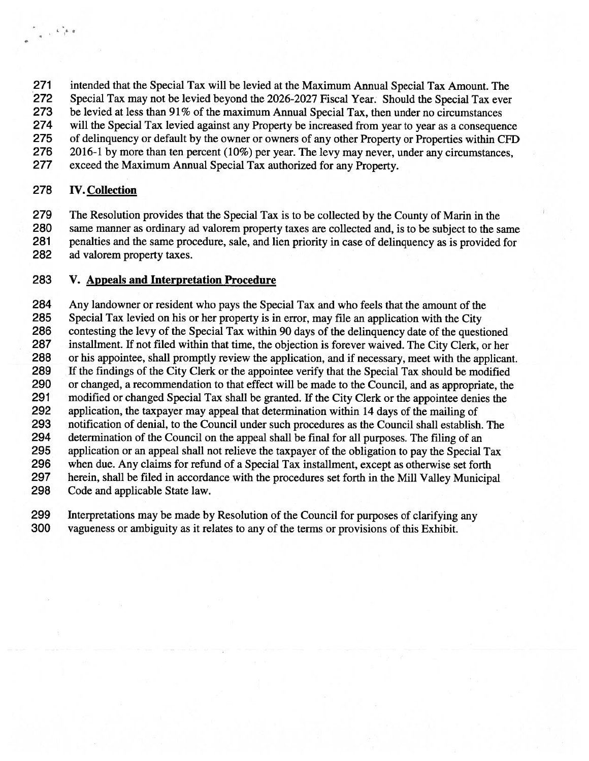intended that the Special Tax will be levied at the Maximum Annual Special Tax Amount. The Special Tax may not be levied beyond the 2026-2027 Fiscal Year. Should the Special Tax ever be levied at less than 91% of the maximum Annual Special Tax, then under no circumstances will the Special Tax levied against any Property be increased from year to year as a consequence of delinquency or default by the owner or owners of any other Property or Properties within CFD 2016-1 by more than ten percent (10%) per year. The levy may never, under any circumstances, exceed the Maximum Annual Special Tax authorized for any Property.

## IV. Collection

The Resolution provides that the Special Tax is to be collected by the County of Marin in the same manner as ordinary ad valorem property taxes are collected and, is to be subject to the same penalties and the same procedure, sale, and lien priority in case of delinquency as is provided for ad valorem property taxes.

## V. Appeals and Interpretation Procedure

Any landowner or resident who pays the Special Tax and who feels that the amount of the Special Tax levied on his or her property is in error, may file an application with the City contesting the levy of the Special Tax within 90 days of the delinquency date of the questioned installment. If not filed within that time, the objection is forever waived. The City Clerk, or her or his appointee, shall promptly review the application, and if necessary, meet with the applicant. If the findings of the City Clerk or the appointee verify that the Special Tax should be modified or changed, a recommendation to that effect will be made to the Council, and as appropriate, the modified or changed Special Tax shall be granted. If the City Clerk or the appointee denies the application, the taxpayer may appeal that determination within 14 days of the mailing of notification of denial, to the Council under such procedures as the Council shall establish. The determination of the Council on the appeal shall be final for all purposes. The filing of an application or an appeal shall not relieve the taxpayer of the obligation to pay the Special Tax when due. Any claims for refund of a Special Tax installment, except as otherwise set forth herein, shall be filed in accordance with the procedures set forth in the Mill Valley Municipal Code and applicable State law.

Interpretations may be made by Resolution of the Council for purposes of clarifying any vagueness or ambiguity as it relates to any of the terms or provisions of this Exhibit.